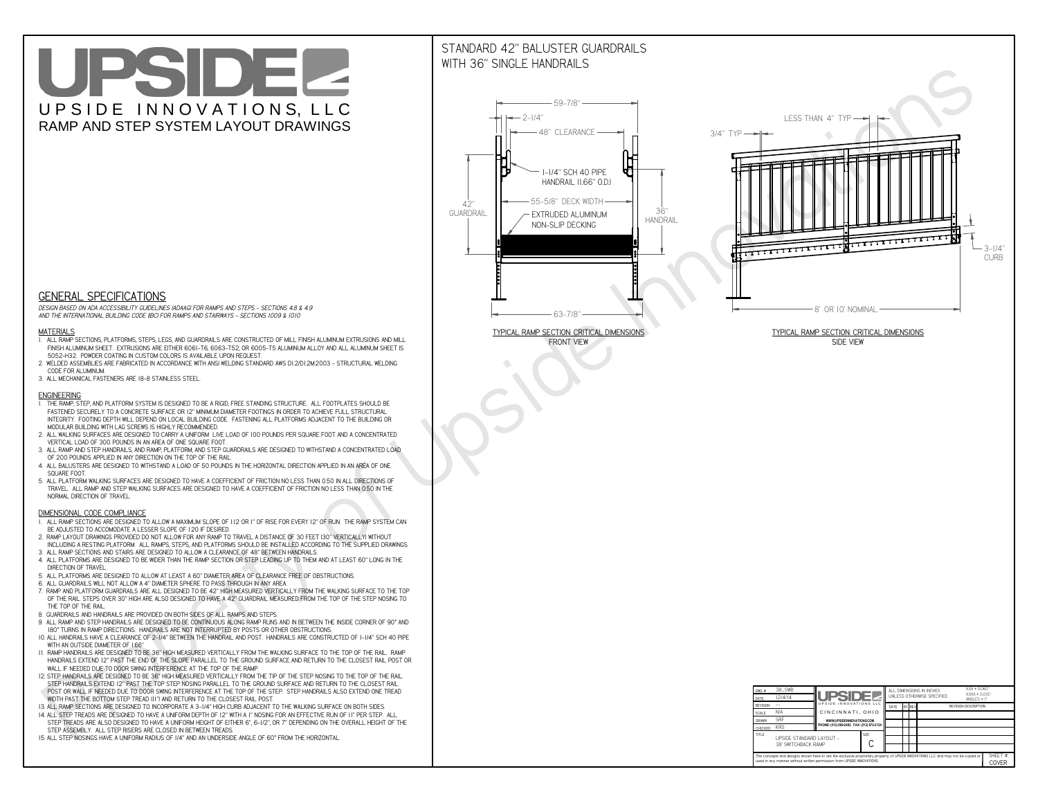# UPSIDE INNOVATIONS, LLC

## RAMP AND STEP SYSTEM LAYOUT DRAWINGS

## GENERAL SPECIFICATIONS

*DESIGN BASED ON ADA ACCESSIBILITY GUIDELINES (ADAAG) FOR RAMPS AND STEPS - SECTIONS 4.8 & 4.9 AND THE INTERNATIONAL BUILDING CODE (IBC) FOR RAMPS AND STAIRWAYS - SECTIONS 1009 & 1010*

### MATERIALS

1. ALL RAMP SECTIONS, PLATFORMS, STEPS, LEGS, AND GUARDRAILS ARE CONSTRUCTED OF MILL FINISH ALUMINUM EXTRUSIONS AND MILL FINISH ALUMINUM SHEET. EXTRUSIONS ARE EITHER 6061-T6, 6063-T52, OR 6005-T5 ALUMINUM ALLOY AND ALL ALUMINUM SHEET IS 5052-H32. POWDER COATING IN CUSTOM COLORS IS AVAILABLE UPON REQUEST.
2. WELDED ASSEMBLIES ARE FABRICATED IN ACCORDANCE WITH ANSI WELDING STANDARD AWS D1.2/D1.2M:2003 - STRUCTURAL WELDING CODE FOR ALUMINUM.
3. ALL MECHANICAL FASTENERS ARE 18-8 STAINLESS STEEL.

### ENGINEERING

1. THE RAMP, STEP, AND PLATFORM SYSTEM IS DESIGNED TO BE A RIGID, FREE STANDING STRUCTURE. ALL FOOTPLATES SHOULD BE FASTENED SECURELY TO A CONCRETE SURFACE OR 12" MINIMUM DIAMETER FOOTINGS IN ORDER TO ACHIEVE FULL STRUCTURAL INTEGRITY. FOOTING DEPTH WILL DEPEND ON LOCAL BUILDING CODE. FASTENING ALL PLATFORMS ADJACENT TO THE BUILDING OR MODULAR BUILDING WITH LAG SCREWS IS HIGHLY RECOMMENDED.
2. ALL WALKING SURFACES ARE DESIGNED TO CARRY A UNIFORM LIVE LOAD OF 100 POUNDS PER SQUARE FOOT AND A CONCENTRATED VERTICAL LOAD OF 300 POUNDS IN AN AREA OF ONE SQUARE FOOT.
3. ALL RAMP AND STEP HANDRAILS, AND RAMP, PLATFORM, AND STEP GUARDRAILS ARE DESIGNED TO WITHSTAND A CONCENTRATED LOAD OF 200 POUNDS APPLIED IN ANY DIRECTION ON THE TOP OF THE RAIL.
4. ALL BALUSTERS ARE DESIGNED TO WITHSTAND A LOAD OF 50 POUNDS IN THE HORIZONTAL DIRECTION APPLIED IN AN AREA OF ONE SQUARE FOOT.
5. ALL PLATFORM WALKING SURFACES ARE DESIGNED TO HAVE A COEFFICIENT OF FRICTION NO LESS THAN 0.50 IN ALL DIRECTIONS OF TRAVEL. ALL RAMP AND STEP WALKING SURFACES ARE DESIGNED TO HAVE A COEFFICIENT OF FRICTION NO LESS THAN 0.50 IN THE NORMAL DIRECTION OF TRAVEL.

### DIMENSIONAL CODE COMPLIANCE

1. ALL RAMP SECTIONS ARE DESIGNED TO ALLOW A MAXIMUM SLOPE OF 1:12 OR 1" OF RISE FOR EVERY 12" OF RUN. THE RAMP SYSTEM CAN BE ADJUSTED TO ACCOMODATE A LESSER SLOPE OF 1:20 IF DESIRED.
2. RAMP LAYOUT DRAWINGS PROVIDED DO NOT ALLOW FOR ANY RAMP TO TRAVEL A DISTANCE OF 30 FEET (30" VERTICALLY) WITHOUT INCLUDING A RESTING PLATFORM. ALL RAMPS, STEPS, AND PLATFORMS SHOULD BE INSTALLED ACCORDING TO THE SUPPLIED DRAWINGS.
3. ALL RAMP SECTIONS AND STAIRS ARE DESIGNED TO ALLOW A CLEARANCE OF 48" BETWEEN HANDRAILS.
4. ALL PLATFORMS ARE DESIGNED TO BE WIDER THAN THE RAMP SECTION OR STEP LEADING UP TO THEM AND AT LEAST 60" LONG IN THE DIRECTION OF TRAVEL.
5. ALL PLATFORMS ARE DESIGNED TO ALLOW AT LEAST A 60" DIAMETER AREA OF CLEARANCE FREE OF OBSTRUCTIONS.
6. ALL GUARDRAILS WILL NOT ALLOW A 4" DIAMETER SPHERE TO PASS THROUGH IN ANY AREA.
7. RAMP AND PLATFORM GUARDRAILS ARE ALL DESIGNED TO BE 42" HIGH MEASURED VERTICALLY FROM THE WALKING SURFACE TO THE TOP OF THE RAIL. STEPS OVER 30" HIGH ARE ALSO DESIGNED TO HAVE A 42" GUARDRAIL MEASURED FROM THE TOP OF THE STEP NOSING TO THE TOP OF THE RAIL.
8. GUARDRAILS AND HANDRAILS ARE PROVIDED ON BOTH SIDES OF ALL RAMPS AND STEPS.
9. ALL RAMP AND STEP HANDRAILS ARE DESIGNED TO BE CONTINUOUS ALONG RAMP RUNS AND IN BETWEEN THE INSIDE CORNER OF 90° AND 180° TURNS IN RAMP DIRECTIONS. HANDRAILS ARE NOT INTERRUPTED BY POSTS OR OTHER OBSTRUCTIONS.
10. ALL HANDRAILS HAVE A CLEARANCE OF 2-1/4" BETWEEN THE HANDRAIL AND POST. HANDRAILS ARE CONSTRUCTED OF 1-1/4" SCH 40 PIPE WITH AN OUTSIDE DIAMETER OF 1.66"
11. RAMP HANDRAILS ARE DESIGNED TO BE 36" HIGH MEASURED VERTICALLY FROM THE WALKING SURFACE TO THE TOP OF THE RAIL. RAMP HANDRAILS EXTEND 12" PAST THE END OF THE SLOPE PARALLEL TO THE GROUND SURFACE AND RETURN TO THE CLOSEST RAIL POST OR WALL IF NEEDED DUE TO DOOR SWING INTERFERENCE AT THE TOP OF THE RAMP.
12. STEP HANDRAILS ARE DESIGNED TO BE 36" HIGH MEASURED VERTICALLY FROM THE TIP OF THE STEP NOSING TO THE TOP OF THE RAIL. STEP HANDRAILS EXTEND 12" PAST THE TOP STEP NOSING PARALLEL TO THE GROUND SURFACE AND RETURN TO THE CLOSEST RAIL POST OR WALL IF NEEDED DUE TO DOOR SWING INTERFERENCE AT THE TOP OF THE STEP. STEP HANDRAILS ALSO EXTEND ONE TREAD WIDTH PAST THE BOTTOM STEP TREAD (11") AND RETURN TO THE CLOSEST RAIL POST.
13. ALL RAMP SECTIONS ARE DESIGNED TO INCORPORATE A 3-1/4" HIGH CURB ADJACENT TO THE WALKING SURFACE ON BOTH SIDES.
14. ALL STEP TREADS ARE DESIGNED TO HAVE A UNIFORM DEPTH OF 12" WITH A 1" NOSING FOR AN EFFECTIVE RUN OF 11" PER STEP. ALL STEP TREADS ARE ALSO DESIGNED TO HAVE A UNIFORM HEIGHT OF EITHER 6", 6-1/2", OR 7" DEPENDING ON THE OVERALL HEIGHT OF THE STEP ASSEMBLY. ALL STEP RISERS ARE CLOSED IN BETWEEN TREADS.
15. ALL STEP NOSINGS HAVE A UNIFORM RADIUS OF 1/4" AND AN UNDERSIDE ANGLE OF 60° FROM THE HORIZONTAL.

## STANDARD 42" BALUSTER GUARDRAILS WITH 36" SINGLE HANDRAILS

59-7/8"
2-1/4"
48" CLEARANCE
1-1/4" SCH 40 PIPE HANDRAIL (1.66" O.D.)
42" GUARDRAIL
55-5/8" DECK WIDTH
EXTRUDED ALUMINUM NON-SLIP DECKING
36" HANDRAIL
63-7/8"

TYPICAL RAMP SECTION: CRITICAL DIMENSIONS
FRONT VIEW

LESS THAN 4" TYP
3/4" TYP
3-1/4" CURB
8' OR 10' NOMINAL

TYPICAL RAMP SECTION: CRITICAL DIMENSIONS
SIDE VIEW

| | | | |
|---|---|---|---|
| DWG # | 38_SWB | ALL DIMENSIONS IN INCHES UNLESS OTHERWISE SPECIFIED | X.XX ± 0.060" X.XXX ± 0.015" ANGLES ± 1° |
| DATE | 12/4/14 | | |
| REVISION | --- | DATE / BY / REV | REVISION DESCRIPTION |
| SCALE | N/A | UPSIDE INNOVATIONS LLC CINCINNATI, OHIO | |
| DRAWN | SRF | WWW.UPSIDEINNOVATIONS.COM PHONE: (513) 889-2492 FAX: (513) 672-2124 | |
| CHECKED | KRS | | |
| TITLE | UPSIDE STANDARD LAYOUT - 38' SWITCHBACK RAMP | SIZE C | |

The concepts and designs shown here-in are the exclusive proprietary property of UPSIDE INNOVATIONS LLC. and may not be copied or used in any manner without written permission from UPSIDE INNOVATIONS.

SHEET # COVER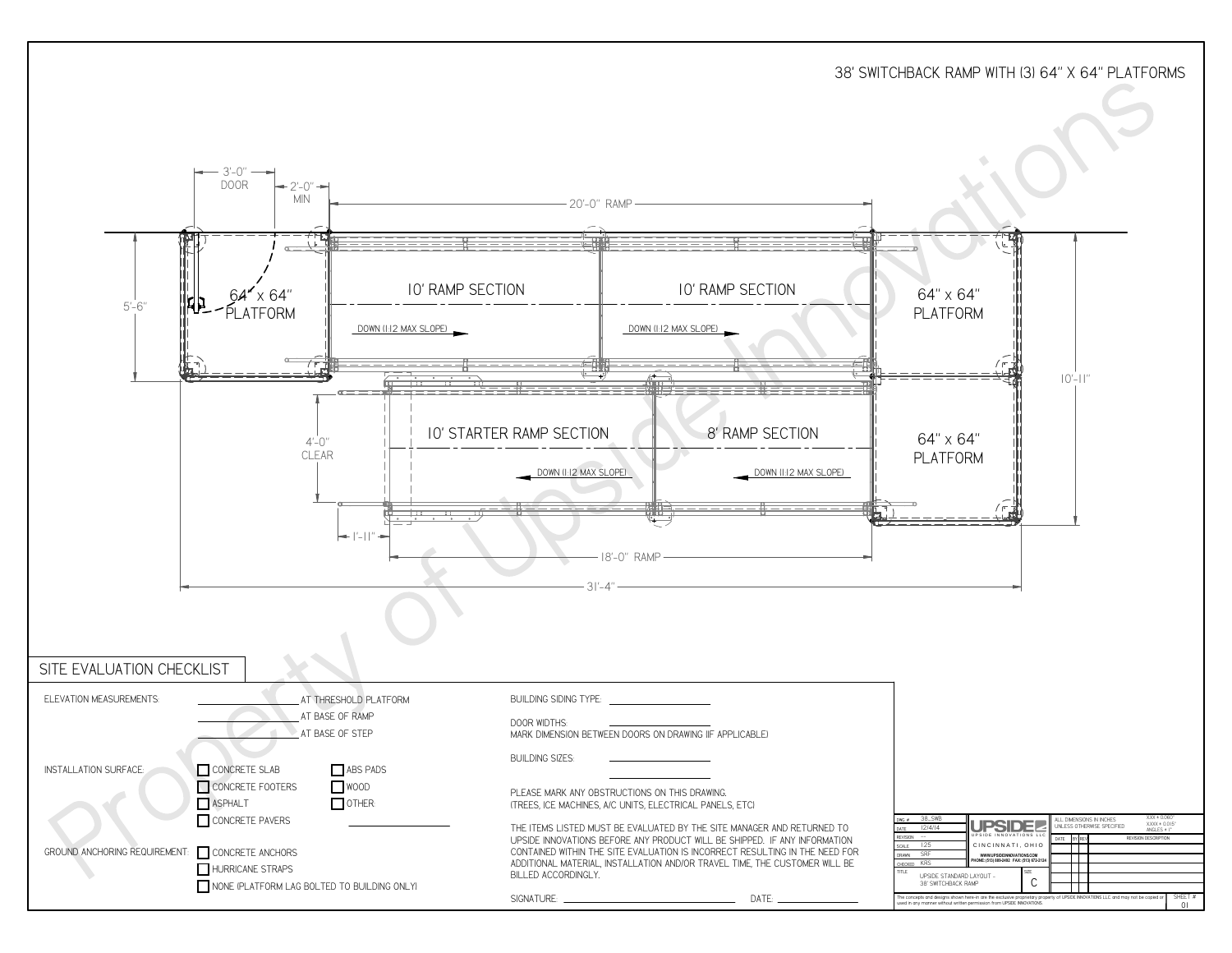# 38' SWITCHBACK RAMP WITH (3) 64" X 64" PLATFORMS

3'-0" DOOR

2'-0" MIN

20'-0" RAMP

5'-6"

64" x 64" PLATFORM

10' RAMP SECTION

DOWN (1:12 MAX SLOPE)

10' RAMP SECTION

DOWN (1:12 MAX SLOPE)

64" x 64" PLATFORM

10'-11"

4'-0" CLEAR

10' STARTER RAMP SECTION

DOWN (1:12 MAX SLOPE)

8' RAMP SECTION

DOWN (1:12 MAX SLOPE)

64" x 64" PLATFORM

1'-11"

18'-0" RAMP

31'-4"

## SITE EVALUATION CHECKLIST

ELEVATION MEASUREMENTS: ____________ AT THRESHOLD PLATFORM

____________ AT BASE OF RAMP

____________ AT BASE OF STEP

INSTALLATION SURFACE:

- ☐ CONCRETE SLAB
- ☐ CONCRETE FOOTERS
- ☐ ASPHALT
- ☐ CONCRETE PAVERS
- ☐ ABS PADS
- ☐ WOOD
- ☐ OTHER ____________

GROUND ANCHORING REQUIREMENT:

- ☐ CONCRETE ANCHORS
- ☐ HURRICANE STRAPS
- ☐ NONE (PLATFORM LAG BOLTED TO BUILDING ONLY)

BUILDING SIDING TYPE: ____________

DOOR WIDTHS: ____________

MARK DIMENSION BETWEEN DOORS ON DRAWING (IF APPLICABLE)

BUILDING SIZES: ____________

____________

PLEASE MARK ANY OBSTRUCTIONS ON THIS DRAWING. (TREES, ICE MACHINES, A/C UNITS, ELECTRICAL PANELS, ETC)

THE ITEMS LISTED MUST BE EVALUATED BY THE SITE MANAGER AND RETURNED TO UPSIDE INNOVATIONS BEFORE ANY PRODUCT WILL BE SHIPPED. IF ANY INFORMATION CONTAINED WITHIN THE SITE EVALUATION IS INCORRECT RESULTING IN THE NEED FOR ADDITIONAL MATERIAL, INSTALLATION AND/OR TRAVEL TIME, THE CUSTOMER WILL BE BILLED ACCORDINGLY.

SIGNATURE: ____________ DATE: ____________

| | |
|---|---|
| DWG # | 38_SWB |
| DATE | 12/4/14 |
| REVISION | --- |
| SCALE | 1:25 |
| DRAWN | SRF |
| CHECKED | KRS |

UPSIDE INNOVATIONS LLC

CINCINNATI, OHIO

WWW.UPSIDEINNOVATIONS.COM

PHONE: (513) 889-2492 FAX: (513) 672-2124

ALL DIMENSIONS IN INCHES UNLESS OTHERWISE SPECIFIED

X.XX ± 0.060"
X.XXX ± 0.015"
ANGLES ± 1°

| DATE | BY | REV | REVISION DESCRIPTION |
|---|---|---|---|

TITLE: UPSIDE STANDARD LAYOUT - 38' SWITCHBACK RAMP

SIZE: C

SHEET # 01

The concepts and designs shown here-in are the exclusive proprietary property of UPSIDE INNOVATIONS LLC and may not be copied or used in any manner without written permission from UPSIDE INNOVATIONS.

Property of Upside Innovations